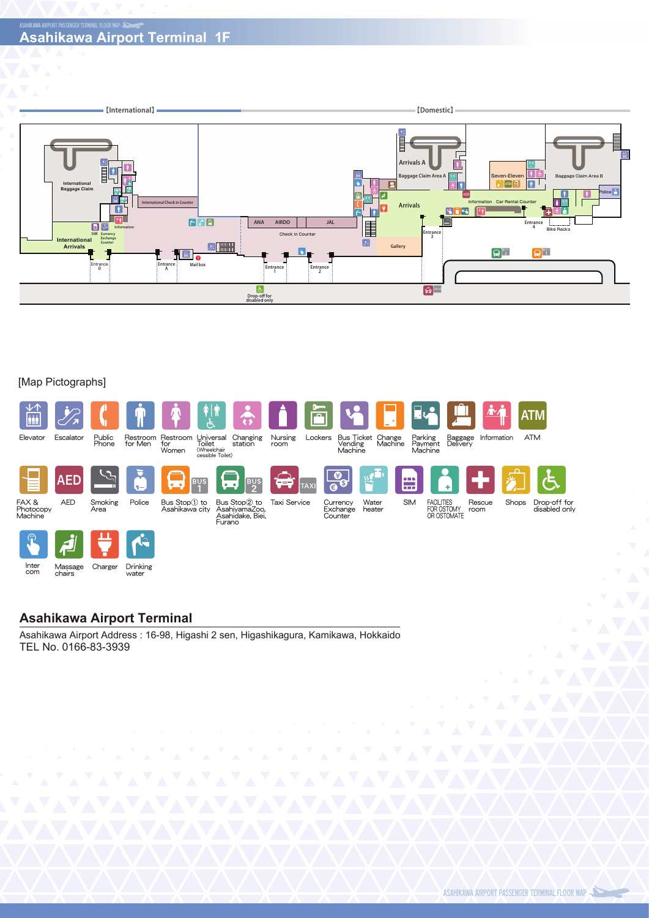# Asahikawa Airport Terminal 1F

[International] [Domestic]

International Baggage Claim

International Check in Counter

International Arrivals

SIM Currency Exchange Counter Information

Entrance B

Entrance A

Mail box

ANA AIRDO JAL

Check in Counter

Entrance 1

Entrance 2

Arrivals A

Baggage Claim Area A

Arrivals

Gallery

Entrance 3

Seven-Eleven

Information Car Rental Counter

Baggage Claim Area B

Police

Entrance 4

Bike Racks

Drop-off for disabled only

[Map Pictographs]

Elevator, Escalator, Public Phone, Restroom for Men, Restroom for Women, Universal Toilet (Wheelchair cessible Toilet), Changing station, Nursing room, Lockers, Bus Ticket Vending Machine, Change Machine, Parking Payment Machine, Baggage Delivery, Information, ATM

FAX & Photocopy Machine, AED, Smoking Area, Police, Bus Stop① to Asahikawa city, Bus Stop② to AsahiyamaZoo, Asahidake, Biei, Furano, Taxi Service, Currency Exchange Counter, Water heater, SIM, FACILITIES FOR OSTOMY OR OSTOMATE, Rescue room, Shops, Drop-off for disabled only

Inter com, Massage chairs, Charger, Drinking water

## Asahikawa Airport Terminal

Asahikawa Airport Address : 16-98, Higashi 2 sen, Higashikagura, Kamikawa, Hokkaido
TEL No. 0166-83-3939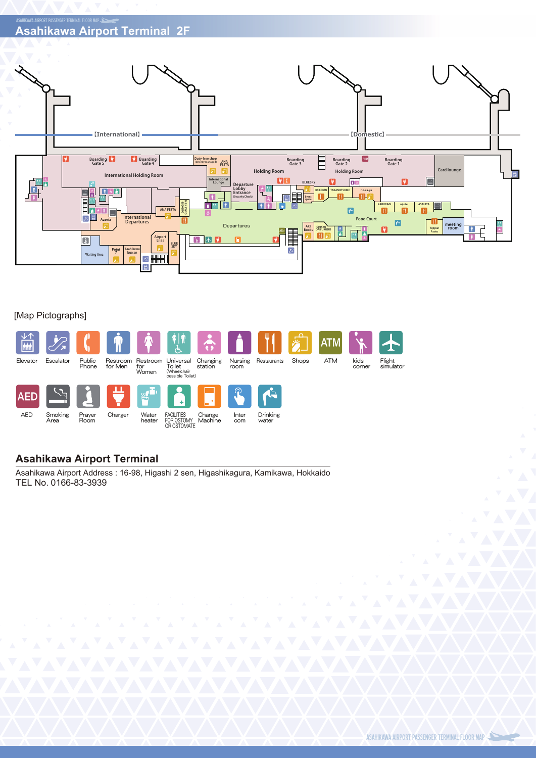# Asahikawa Airport Terminal 2F

【International】 【Domestic】

Boarding Gate 5 · Boarding Gate 4 · Duty-free shop (directly managed) · ANA FESTA · Boarding Gate 3 · Boarding Gate 2 · Boarding Gate 1 · Card lounge

International Holding Room · International Lounge · Holding Room · Holding Room

Departure Lobby Entrance (Security Check) · BLUESKY · BAIKOKEN · TAKANOTSUME · no-ca-ya · KABURAGI · nijotei · ASAHIYA · Event space

ANA FESTA · MAX SWEETS · Azena · International Departures · Departures · Food Court · AKJ Books · ICHIKYU DAIFUKUDO · Teppan Asuto · meeting room

Airport Lilas · BLUE SKY · Point 7 · Asahikawa bussan · Waiting Area

[Map Pictographs]

Elevator · Escalator · Public Phone · Restroom for Men · Restroom for Women · Universal Toilet (Wheelchair cessible Toilet) · Changing station · Nursing room · Restaurants · Shops · ATM · kids corner · Flight simulator

AED · Smoking Area · Prayer Room · Charger · Water heater · FACILITIES FOR OSTOMY OR OSTOMATE · Change Machine · Inter com · Drinking water

## Asahikawa Airport Terminal

Asahikawa Airport Address : 16-98, Higashi 2 sen, Higashikagura, Kamikawa, Hokkaido
TEL No. 0166-83-3939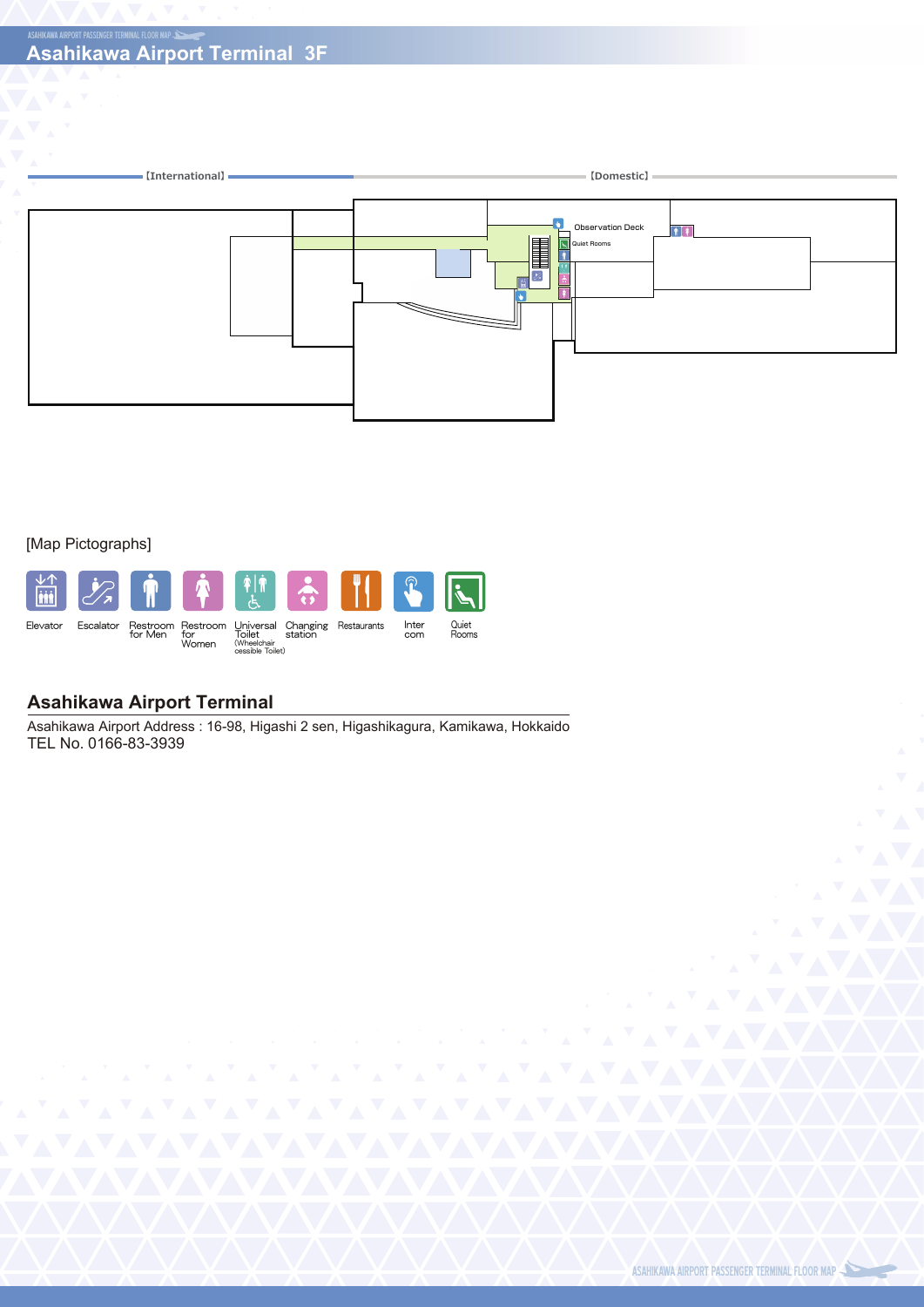# Asahikawa Airport Terminal 3F

【International】 【Domestic】

Observation Deck

Quiet Rooms

[Map Pictographs]

Elevator
Escalator
Restroom for Men
Restroom for Women
Universal Toilet (Wheelchair accessible Toilet)
Changing station
Restaurants
Inter com
Quiet Rooms

## Asahikawa Airport Terminal

Asahikawa Airport Address : 16-98, Higashi 2 sen, Higashikagura, Kamikawa, Hokkaido
TEL No. 0166-83-3939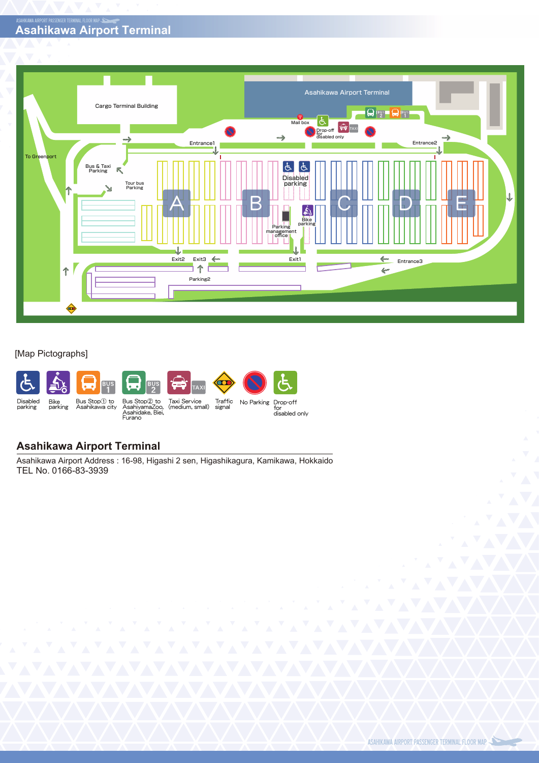# Asahikawa Airport Terminal

Cargo Terminal Building

Asahikawa Airport Terminal

Mail box

Drop-off for disabled only

Entrance1

Entrance2

To Greenport

Bus & Taxi Parking

Tour bus Parking

Disabled parking

A

B

C

D

E

Bike parking

Parking management office

Exit2

Exit3

Exit1

Entrance3

Parking2

[Map Pictographs]

- Disabled parking
- Bike parking
- Bus Stop① to Asahikawa city
- Bus Stop② to AsahiyamaZoo, Asahidake, Biei, Furano
- Taxi Service (medium, small)
- Traffic signal
- No Parking
- Drop-off for disabled only

## Asahikawa Airport Terminal

Asahikawa Airport Address : 16-98, Higashi 2 sen, Higashikagura, Kamikawa, Hokkaido
TEL No. 0166-83-3939